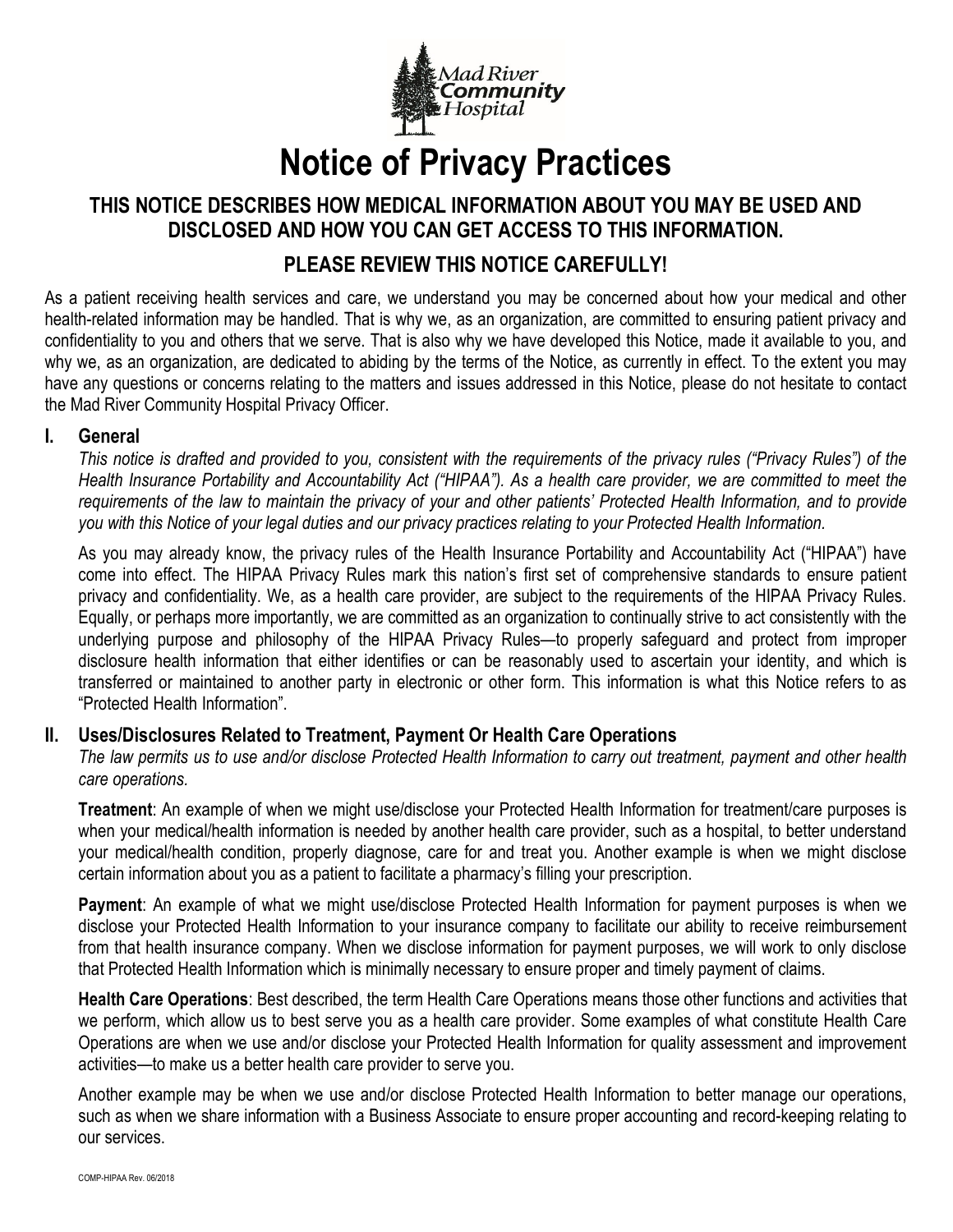Mad River Community Hospital

# Notice of Privacy Practices

## THIS NOTICE DESCRIBES HOW MEDICAL INFORMATION ABOUT YOU MAY BE USED AND DISCLOSED AND HOW YOU CAN GET ACCESS TO THIS INFORMATION.

## PLEASE REVIEW THIS NOTICE CAREFULLY!

As a patient receiving health services and care, we understand you may be concerned about how your medical and other health-related information may be handled. That is why we, as an organization, are committed to ensuring patient privacy and confidentiality to you and others that we serve. That is also why we have developed this Notice, made it available to you, and why we, as an organization, are dedicated to abiding by the terms of the Notice, as currently in effect. To the extent you may have any questions or concerns relating to the matters and issues addressed in this Notice, please do not hesitate to contact the Mad River Community Hospital Privacy Officer.

### I. General

*This notice is drafted and provided to you, consistent with the requirements of the privacy rules ("Privacy Rules") of the Health Insurance Portability and Accountability Act ("HIPAA"). As a health care provider, we are committed to meet the requirements of the law to maintain the privacy of your and other patients' Protected Health Information, and to provide you with this Notice of your legal duties and our privacy practices relating to your Protected Health Information.*

As you may already know, the privacy rules of the Health Insurance Portability and Accountability Act ("HIPAA") have come into effect. The HIPAA Privacy Rules mark this nation's first set of comprehensive standards to ensure patient privacy and confidentiality. We, as a health care provider, are subject to the requirements of the HIPAA Privacy Rules. Equally, or perhaps more importantly, we are committed as an organization to continually strive to act consistently with the underlying purpose and philosophy of the HIPAA Privacy Rules—to properly safeguard and protect from improper disclosure health information that either identifies or can be reasonably used to ascertain your identity, and which is transferred or maintained to another party in electronic or other form. This information is what this Notice refers to as "Protected Health Information".

### II. Uses/Disclosures Related to Treatment, Payment Or Health Care Operations

*The law permits us to use and/or disclose Protected Health Information to carry out treatment, payment and other health care operations.*

**Treatment**: An example of when we might use/disclose your Protected Health Information for treatment/care purposes is when your medical/health information is needed by another health care provider, such as a hospital, to better understand your medical/health condition, properly diagnose, care for and treat you. Another example is when we might disclose certain information about you as a patient to facilitate a pharmacy's filling your prescription.

**Payment**: An example of what we might use/disclose Protected Health Information for payment purposes is when we disclose your Protected Health Information to your insurance company to facilitate our ability to receive reimbursement from that health insurance company. When we disclose information for payment purposes, we will work to only disclose that Protected Health Information which is minimally necessary to ensure proper and timely payment of claims.

**Health Care Operations**: Best described, the term Health Care Operations means those other functions and activities that we perform, which allow us to best serve you as a health care provider. Some examples of what constitute Health Care Operations are when we use and/or disclose your Protected Health Information for quality assessment and improvement activities—to make us a better health care provider to serve you.

Another example may be when we use and/or disclose Protected Health Information to better manage our operations, such as when we share information with a Business Associate to ensure proper accounting and record-keeping relating to our services.

COMP-HIPAA Rev. 06/2018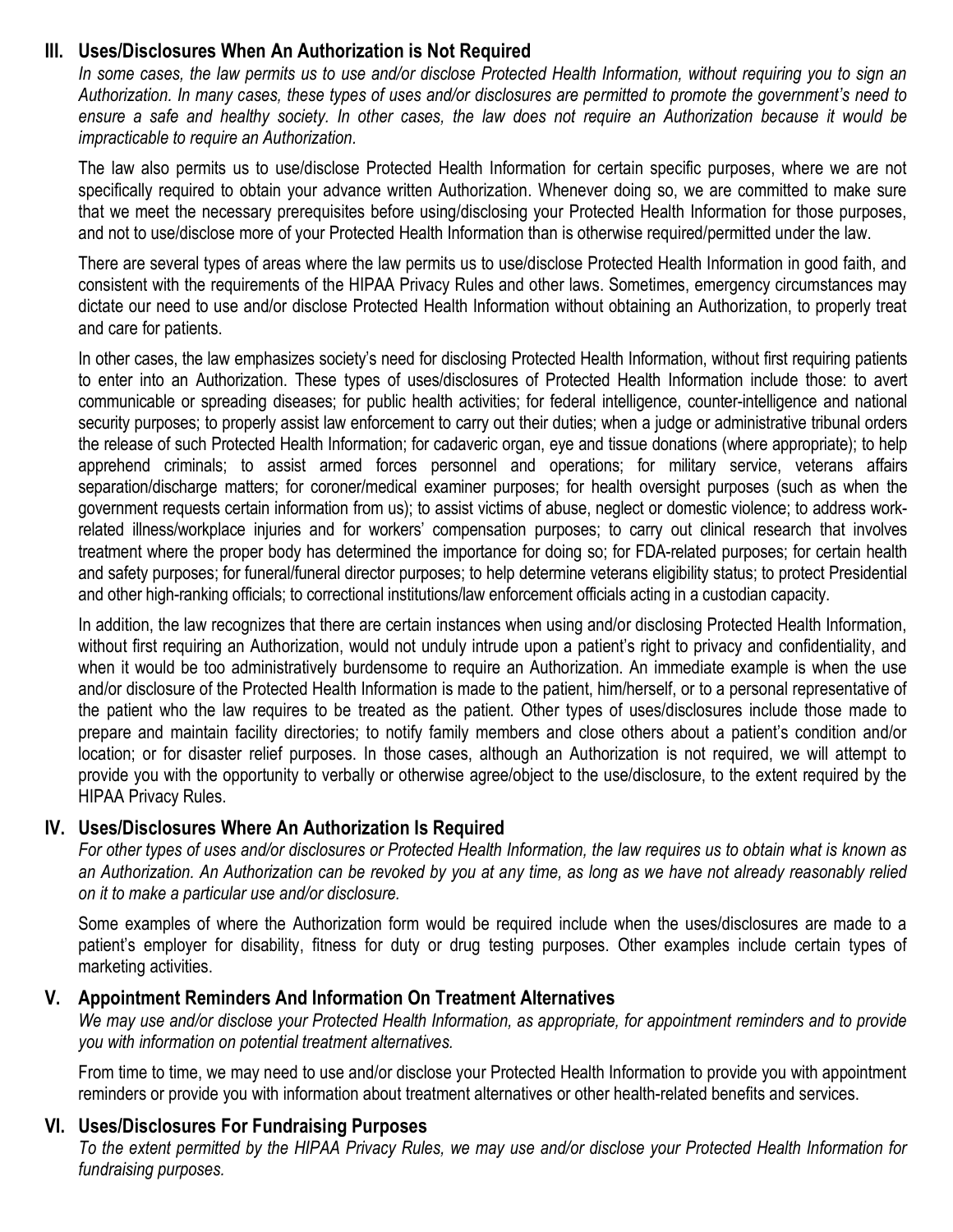## III. Uses/Disclosures When An Authorization is Not Required

*In some cases, the law permits us to use and/or disclose Protected Health Information, without requiring you to sign an Authorization. In many cases, these types of uses and/or disclosures are permitted to promote the government's need to ensure a safe and healthy society. In other cases, the law does not require an Authorization because it would be impracticable to require an Authorization.*

The law also permits us to use/disclose Protected Health Information for certain specific purposes, where we are not specifically required to obtain your advance written Authorization. Whenever doing so, we are committed to make sure that we meet the necessary prerequisites before using/disclosing your Protected Health Information for those purposes, and not to use/disclose more of your Protected Health Information than is otherwise required/permitted under the law.

There are several types of areas where the law permits us to use/disclose Protected Health Information in good faith, and consistent with the requirements of the HIPAA Privacy Rules and other laws. Sometimes, emergency circumstances may dictate our need to use and/or disclose Protected Health Information without obtaining an Authorization, to properly treat and care for patients.

In other cases, the law emphasizes society's need for disclosing Protected Health Information, without first requiring patients to enter into an Authorization. These types of uses/disclosures of Protected Health Information include those: to avert communicable or spreading diseases; for public health activities; for federal intelligence, counter-intelligence and national security purposes; to properly assist law enforcement to carry out their duties; when a judge or administrative tribunal orders the release of such Protected Health Information; for cadaveric organ, eye and tissue donations (where appropriate); to help apprehend criminals; to assist armed forces personnel and operations; for military service, veterans affairs separation/discharge matters; for coroner/medical examiner purposes; for health oversight purposes (such as when the government requests certain information from us); to assist victims of abuse, neglect or domestic violence; to address work-related illness/workplace injuries and for workers' compensation purposes; to carry out clinical research that involves treatment where the proper body has determined the importance for doing so; for FDA-related purposes; for certain health and safety purposes; for funeral/funeral director purposes; to help determine veterans eligibility status; to protect Presidential and other high-ranking officials; to correctional institutions/law enforcement officials acting in a custodian capacity.

In addition, the law recognizes that there are certain instances when using and/or disclosing Protected Health Information, without first requiring an Authorization, would not unduly intrude upon a patient's right to privacy and confidentiality, and when it would be too administratively burdensome to require an Authorization. An immediate example is when the use and/or disclosure of the Protected Health Information is made to the patient, him/herself, or to a personal representative of the patient who the law requires to be treated as the patient. Other types of uses/disclosures include those made to prepare and maintain facility directories; to notify family members and close others about a patient's condition and/or location; or for disaster relief purposes. In those cases, although an Authorization is not required, we will attempt to provide you with the opportunity to verbally or otherwise agree/object to the use/disclosure, to the extent required by the HIPAA Privacy Rules.

## IV. Uses/Disclosures Where An Authorization Is Required

*For other types of uses and/or disclosures or Protected Health Information, the law requires us to obtain what is known as an Authorization. An Authorization can be revoked by you at any time, as long as we have not already reasonably relied on it to make a particular use and/or disclosure.*

Some examples of where the Authorization form would be required include when the uses/disclosures are made to a patient's employer for disability, fitness for duty or drug testing purposes. Other examples include certain types of marketing activities.

## V. Appointment Reminders And Information On Treatment Alternatives

*We may use and/or disclose your Protected Health Information, as appropriate, for appointment reminders and to provide you with information on potential treatment alternatives.*

From time to time, we may need to use and/or disclose your Protected Health Information to provide you with appointment reminders or provide you with information about treatment alternatives or other health-related benefits and services.

## VI. Uses/Disclosures For Fundraising Purposes

*To the extent permitted by the HIPAA Privacy Rules, we may use and/or disclose your Protected Health Information for fundraising purposes.*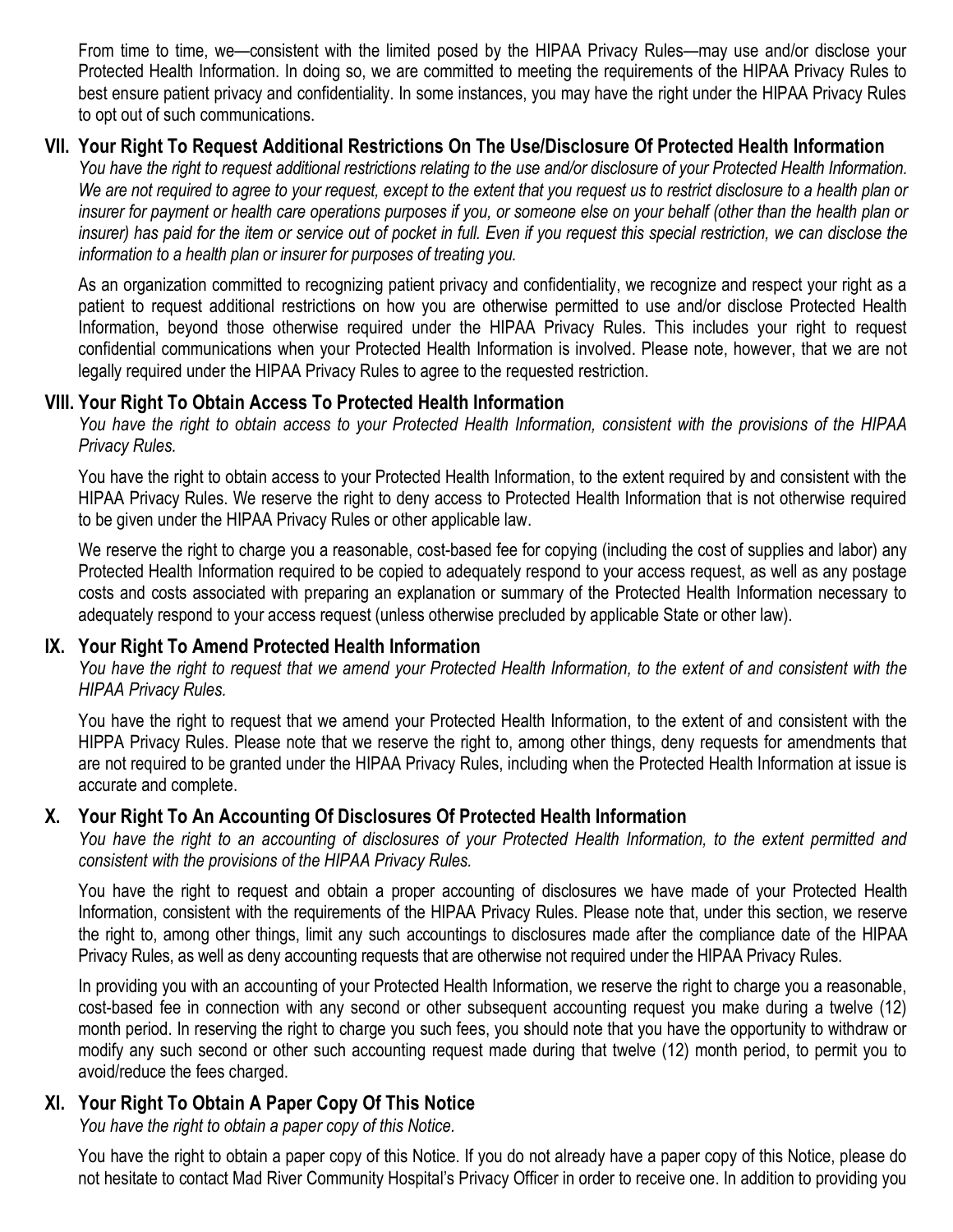From time to time, we—consistent with the limited posed by the HIPAA Privacy Rules—may use and/or disclose your Protected Health Information. In doing so, we are committed to meeting the requirements of the HIPAA Privacy Rules to best ensure patient privacy and confidentiality. In some instances, you may have the right under the HIPAA Privacy Rules to opt out of such communications.

## VII. Your Right To Request Additional Restrictions On The Use/Disclosure Of Protected Health Information

*You have the right to request additional restrictions relating to the use and/or disclosure of your Protected Health Information. We are not required to agree to your request, except to the extent that you request us to restrict disclosure to a health plan or insurer for payment or health care operations purposes if you, or someone else on your behalf (other than the health plan or insurer) has paid for the item or service out of pocket in full. Even if you request this special restriction, we can disclose the information to a health plan or insurer for purposes of treating you.*

As an organization committed to recognizing patient privacy and confidentiality, we recognize and respect your right as a patient to request additional restrictions on how you are otherwise permitted to use and/or disclose Protected Health Information, beyond those otherwise required under the HIPAA Privacy Rules. This includes your right to request confidential communications when your Protected Health Information is involved. Please note, however, that we are not legally required under the HIPAA Privacy Rules to agree to the requested restriction.

## VIII. Your Right To Obtain Access To Protected Health Information

*You have the right to obtain access to your Protected Health Information, consistent with the provisions of the HIPAA Privacy Rules.*

You have the right to obtain access to your Protected Health Information, to the extent required by and consistent with the HIPAA Privacy Rules. We reserve the right to deny access to Protected Health Information that is not otherwise required to be given under the HIPAA Privacy Rules or other applicable law.

We reserve the right to charge you a reasonable, cost-based fee for copying (including the cost of supplies and labor) any Protected Health Information required to be copied to adequately respond to your access request, as well as any postage costs and costs associated with preparing an explanation or summary of the Protected Health Information necessary to adequately respond to your access request (unless otherwise precluded by applicable State or other law).

## IX. Your Right To Amend Protected Health Information

*You have the right to request that we amend your Protected Health Information, to the extent of and consistent with the HIPAA Privacy Rules.*

You have the right to request that we amend your Protected Health Information, to the extent of and consistent with the HIPPA Privacy Rules. Please note that we reserve the right to, among other things, deny requests for amendments that are not required to be granted under the HIPAA Privacy Rules, including when the Protected Health Information at issue is accurate and complete.

## X. Your Right To An Accounting Of Disclosures Of Protected Health Information

*You have the right to an accounting of disclosures of your Protected Health Information, to the extent permitted and consistent with the provisions of the HIPAA Privacy Rules.*

You have the right to request and obtain a proper accounting of disclosures we have made of your Protected Health Information, consistent with the requirements of the HIPAA Privacy Rules. Please note that, under this section, we reserve the right to, among other things, limit any such accountings to disclosures made after the compliance date of the HIPAA Privacy Rules, as well as deny accounting requests that are otherwise not required under the HIPAA Privacy Rules.

In providing you with an accounting of your Protected Health Information, we reserve the right to charge you a reasonable, cost-based fee in connection with any second or other subsequent accounting request you make during a twelve (12) month period. In reserving the right to charge you such fees, you should note that you have the opportunity to withdraw or modify any such second or other such accounting request made during that twelve (12) month period, to permit you to avoid/reduce the fees charged.

## XI. Your Right To Obtain A Paper Copy Of This Notice

*You have the right to obtain a paper copy of this Notice.*

You have the right to obtain a paper copy of this Notice. If you do not already have a paper copy of this Notice, please do not hesitate to contact Mad River Community Hospital's Privacy Officer in order to receive one. In addition to providing you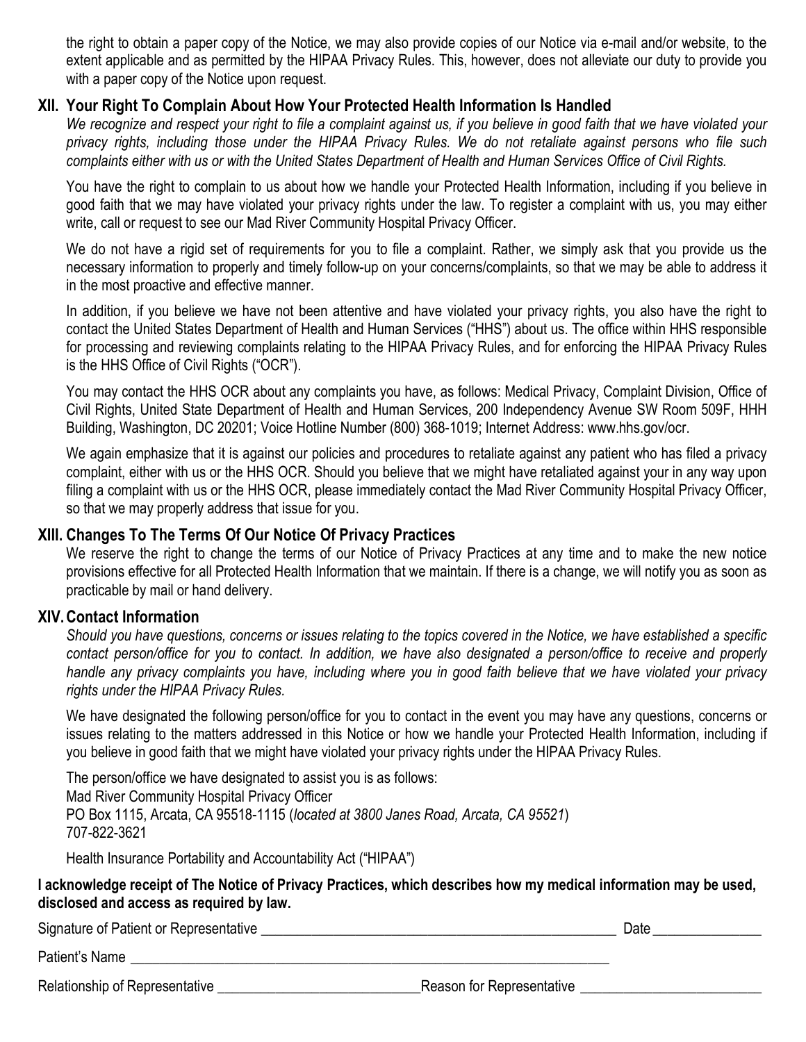the right to obtain a paper copy of the Notice, we may also provide copies of our Notice via e-mail and/or website, to the extent applicable and as permitted by the HIPAA Privacy Rules. This, however, does not alleviate our duty to provide you with a paper copy of the Notice upon request.

## XII. Your Right To Complain About How Your Protected Health Information Is Handled

*We recognize and respect your right to file a complaint against us, if you believe in good faith that we have violated your privacy rights, including those under the HIPAA Privacy Rules. We do not retaliate against persons who file such complaints either with us or with the United States Department of Health and Human Services Office of Civil Rights.*

You have the right to complain to us about how we handle your Protected Health Information, including if you believe in good faith that we may have violated your privacy rights under the law. To register a complaint with us, you may either write, call or request to see our Mad River Community Hospital Privacy Officer.

We do not have a rigid set of requirements for you to file a complaint. Rather, we simply ask that you provide us the necessary information to properly and timely follow-up on your concerns/complaints, so that we may be able to address it in the most proactive and effective manner.

In addition, if you believe we have not been attentive and have violated your privacy rights, you also have the right to contact the United States Department of Health and Human Services ("HHS") about us. The office within HHS responsible for processing and reviewing complaints relating to the HIPAA Privacy Rules, and for enforcing the HIPAA Privacy Rules is the HHS Office of Civil Rights ("OCR").

You may contact the HHS OCR about any complaints you have, as follows: Medical Privacy, Complaint Division, Office of Civil Rights, United State Department of Health and Human Services, 200 Independency Avenue SW Room 509F, HHH Building, Washington, DC 20201; Voice Hotline Number (800) 368-1019; Internet Address: www.hhs.gov/ocr.

We again emphasize that it is against our policies and procedures to retaliate against any patient who has filed a privacy complaint, either with us or the HHS OCR. Should you believe that we might have retaliated against your in any way upon filing a complaint with us or the HHS OCR, please immediately contact the Mad River Community Hospital Privacy Officer, so that we may properly address that issue for you.

## XIII. Changes To The Terms Of Our Notice Of Privacy Practices

We reserve the right to change the terms of our Notice of Privacy Practices at any time and to make the new notice provisions effective for all Protected Health Information that we maintain. If there is a change, we will notify you as soon as practicable by mail or hand delivery.

## XIV. Contact Information

*Should you have questions, concerns or issues relating to the topics covered in the Notice, we have established a specific contact person/office for you to contact. In addition, we have also designated a person/office to receive and properly handle any privacy complaints you have, including where you in good faith believe that we have violated your privacy rights under the HIPAA Privacy Rules.*

We have designated the following person/office for you to contact in the event you may have any questions, concerns or issues relating to the matters addressed in this Notice or how we handle your Protected Health Information, including if you believe in good faith that we might have violated your privacy rights under the HIPAA Privacy Rules.

The person/office we have designated to assist you is as follows:
Mad River Community Hospital Privacy Officer
PO Box 1115, Arcata, CA 95518-1115 (*located at 3800 Janes Road, Arcata, CA 95521*)
707-822-3621

Health Insurance Portability and Accountability Act ("HIPAA")

**I acknowledge receipt of The Notice of Privacy Practices, which describes how my medical information may be used, disclosed and access as required by law.**

Signature of Patient or Representative ____________________________________________ Date ______________

Patient's Name ______________________________________________________________

Relationship of Representative ___________________________ Reason for Representative ________________________